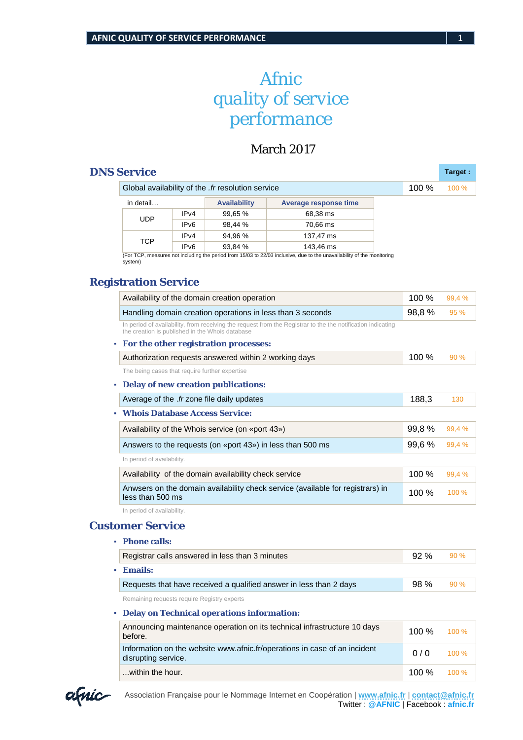# Afnic quality of service performance

March 2017

## DNS Service

| | | Target : |
|---|---|---|
| Global availability of the *.fr* resolution service | 100 % | 100 % |

| in detail… | | Availability | Average response time |
|---|---|---|---|
| UDP | IPv4 | 99,65 % | 68,38 ms |
| | IPv6 | 98,44 % | 70,66 ms |
| TCP | IPv4 | 94,96 % | 137,47 ms |
| | IPv6 | 93,84 % | 143,46 ms |

(For TCP, measures not including the period from 15/03 to 22/03 inclusive, due to the unavailability of the monitoring system)

## Registration Service

| | | Target |
|---|---|---|
| Availability of the domain creation operation | 100 % | 99,4 % |
| Handling domain creation operations in less than 3 seconds | 98,8 % | 95 % |

In period of availability, from receiving the request from the Registrar to the the notification indicating the creation is published in the Whois database

- **For the other registration processes:**

| | | Target |
|---|---|---|
| Authorization requests answered within 2 working days | 100 % | 90 % |

The being cases that require further expertise

- **Delay of new creation publications:**

| | | Target |
|---|---|---|
| Average of the *.fr* zone file daily updates | 188,3 | 130 |

- **Whois Database Access Service:**

| | | Target |
|---|---|---|
| Availability of the Whois service (on «port 43») | 99,8 % | 99,4 % |
| Answers to the requests (on «port 43») in less than 500 ms | 99,6 % | 99,4 % |

In period of availability.

| | | Target |
|---|---|---|
| Availability of the domain availability check service | 100 % | 99,4 % |
| Anwsers on the domain availability check service (available for registrars) in less than 500 ms | 100 % | 100 % |

In period of availability.

## Customer Service

- **Phone calls:**

| | | Target |
|---|---|---|
| Registrar calls answered in less than 3 minutes | 92 % | 90 % |

- **Emails:**

| | | Target |
|---|---|---|
| Requests that have received a qualified answer in less than 2 days | 98 % | 90 % |

Remaining requests require Registry experts

- **Delay on Technical operations information:**

| | | Target |
|---|---|---|
| Announcing maintenance operation on its technical infrastructure 10 days before. | 100 % | 100 % |
| Information on the website www.afnic.fr/operations in case of an incident disrupting service. | 0 / 0 | 100 % |
| ...within the hour. | 100 % | 100 % |

Association Française pour le Nommage Internet en Coopération | www.afnic.fr | contact@afnic.fr
Twitter : @AFNIC | Facebook : afnic.fr